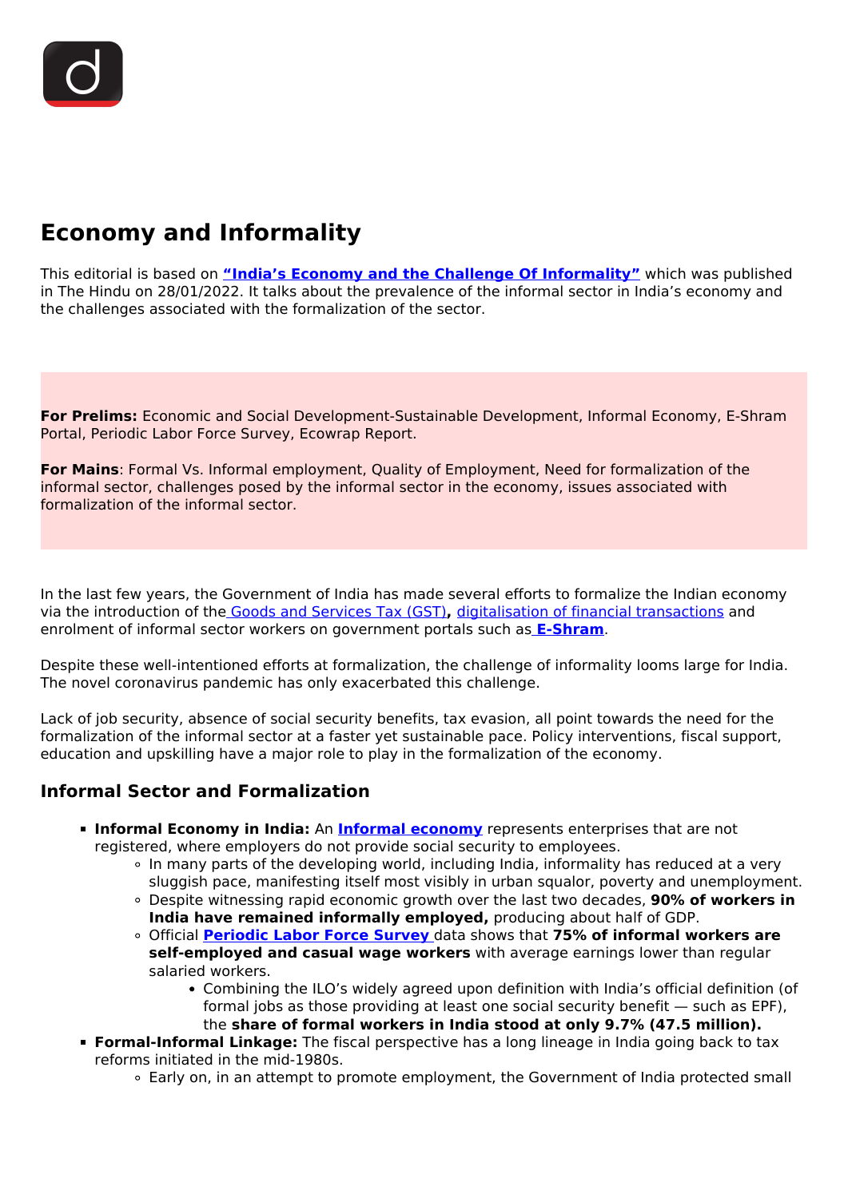# Economy and Informality

This editorial is based on **"India's Economy and the Challenge Of Informality"** which was published in The Hindu on 28/01/2022. It talks about the prevalence of the informal sector in India's economy and the challenges associated with the formalization of the sector.

**For Prelims:** Economic and Social Development-Sustainable Development, Informal Economy, E-Shram Portal, Periodic Labor Force Survey, Ecowrap Report.

**For Mains**: Formal Vs. Informal employment, Quality of Employment, Need for formalization of the informal sector, challenges posed by the informal sector in the economy, issues associated with formalization of the informal sector.

In the last few years, the Government of India has made several efforts to formalize the Indian economy via the introduction of the Goods and Services Tax (GST), digitalisation of financial transactions and enrolment of informal sector workers on government portals such as **E-Shram**.

Despite these well-intentioned efforts at formalization, the challenge of informality looms large for India. The novel coronavirus pandemic has only exacerbated this challenge.

Lack of job security, absence of social security benefits, tax evasion, all point towards the need for the formalization of the informal sector at a faster yet sustainable pace. Policy interventions, fiscal support, education and upskilling have a major role to play in the formalization of the economy.

## Informal Sector and Formalization

- **Informal Economy in India:** An **Informal economy** represents enterprises that are not registered, where employers do not provide social security to employees.
    - In many parts of the developing world, including India, informality has reduced at a very sluggish pace, manifesting itself most visibly in urban squalor, poverty and unemployment.
    - Despite witnessing rapid economic growth over the last two decades, **90% of workers in India have remained informally employed,** producing about half of GDP.
    - Official **Periodic Labor Force Survey** data shows that **75% of informal workers are self-employed and casual wage workers** with average earnings lower than regular salaried workers.
        - Combining the ILO's widely agreed upon definition with India's official definition (of formal jobs as those providing at least one social security benefit — such as EPF), the **share of formal workers in India stood at only 9.7% (47.5 million).**
- **Formal-Informal Linkage:** The fiscal perspective has a long lineage in India going back to tax reforms initiated in the mid-1980s.
    - Early on, in an attempt to promote employment, the Government of India protected small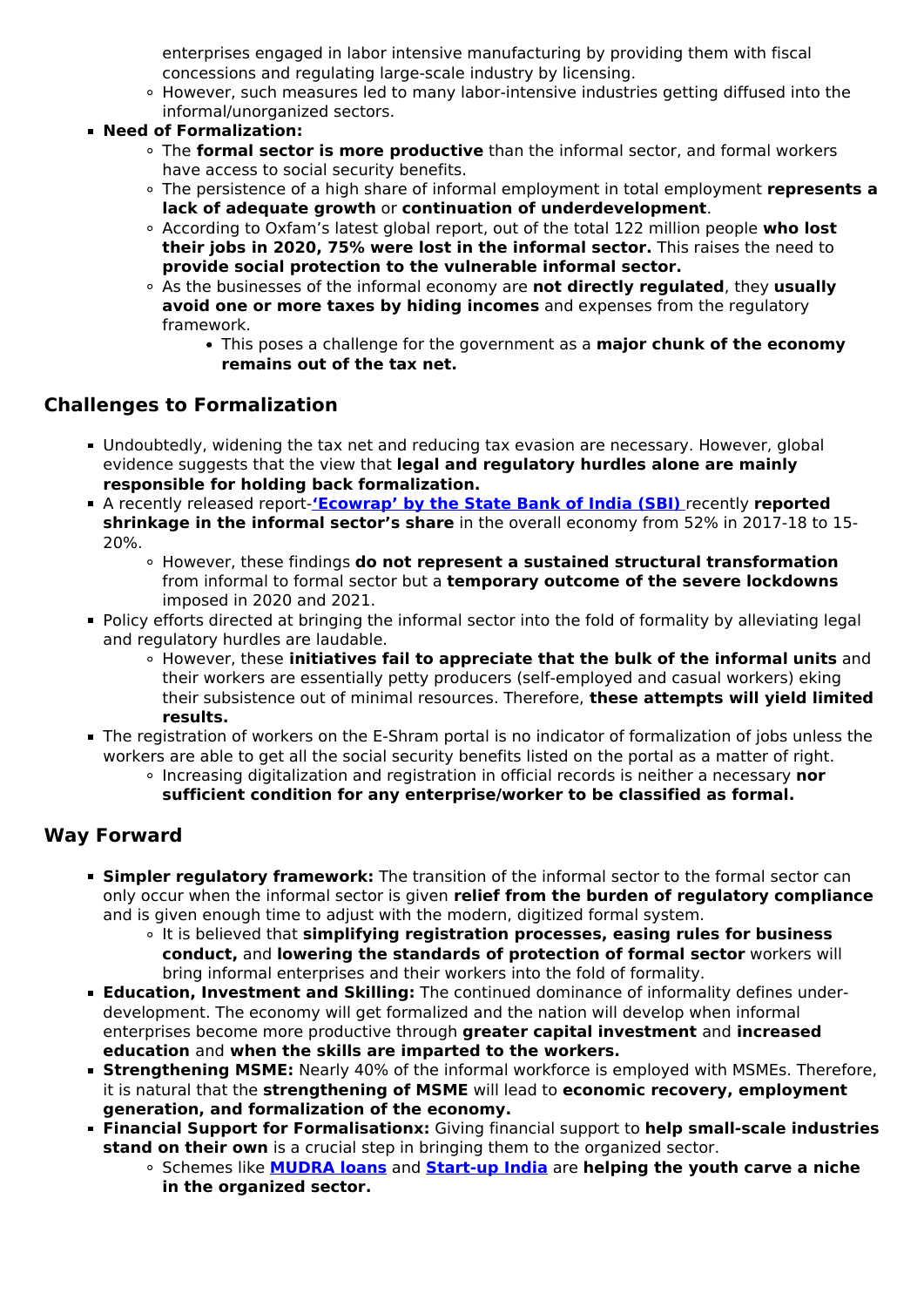- enterprises engaged in labor intensive manufacturing by providing them with fiscal concessions and regulating large-scale industry by licensing.
  - However, such measures led to many labor-intensive industries getting diffused into the informal/unorganized sectors.
- **Need of Formalization:**
  - The **formal sector is more productive** than the informal sector, and formal workers have access to social security benefits.
  - The persistence of a high share of informal employment in total employment **represents a lack of adequate growth** or **continuation of underdevelopment**.
  - According to Oxfam's latest global report, out of the total 122 million people **who lost their jobs in 2020, 75% were lost in the informal sector.** This raises the need to **provide social protection to the vulnerable informal sector.**
  - As the businesses of the informal economy are **not directly regulated**, they **usually avoid one or more taxes by hiding incomes** and expenses from the regulatory framework.
    - This poses a challenge for the government as a **major chunk of the economy remains out of the tax net.**

## Challenges to Formalization

- Undoubtedly, widening the tax net and reducing tax evasion are necessary. However, global evidence suggests that the view that **legal and regulatory hurdles alone are mainly responsible for holding back formalization.**
- A recently released report-**'Ecowrap' by the State Bank of India (SBI)** recently **reported shrinkage in the informal sector's share** in the overall economy from 52% in 2017-18 to 15-20%.
  - However, these findings **do not represent a sustained structural transformation** from informal to formal sector but a **temporary outcome of the severe lockdowns** imposed in 2020 and 2021.
- Policy efforts directed at bringing the informal sector into the fold of formality by alleviating legal and regulatory hurdles are laudable.
  - However, these **initiatives fail to appreciate that the bulk of the informal units** and their workers are essentially petty producers (self-employed and casual workers) eking their subsistence out of minimal resources. Therefore, **these attempts will yield limited results.**
- The registration of workers on the E-Shram portal is no indicator of formalization of jobs unless the workers are able to get all the social security benefits listed on the portal as a matter of right.
  - Increasing digitalization and registration in official records is neither a necessary **nor sufficient condition for any enterprise/worker to be classified as formal.**

## Way Forward

- **Simpler regulatory framework:** The transition of the informal sector to the formal sector can only occur when the informal sector is given **relief from the burden of regulatory compliance** and is given enough time to adjust with the modern, digitized formal system.
  - It is believed that **simplifying registration processes, easing rules for business conduct,** and **lowering the standards of protection of formal sector** workers will bring informal enterprises and their workers into the fold of formality.
- **Education, Investment and Skilling:** The continued dominance of informality defines under-development. The economy will get formalized and the nation will develop when informal enterprises become more productive through **greater capital investment** and **increased education** and **when the skills are imparted to the workers.**
- **Strengthening MSME:** Nearly 40% of the informal workforce is employed with MSMEs. Therefore, it is natural that the **strengthening of MSME** will lead to **economic recovery, employment generation, and formalization of the economy.**
- **Financial Support for Formalisationx:** Giving financial support to **help small-scale industries stand on their own** is a crucial step in bringing them to the organized sector.
  - Schemes like **MUDRA loans** and **Start-up India** are **helping the youth carve a niche in the organized sector.**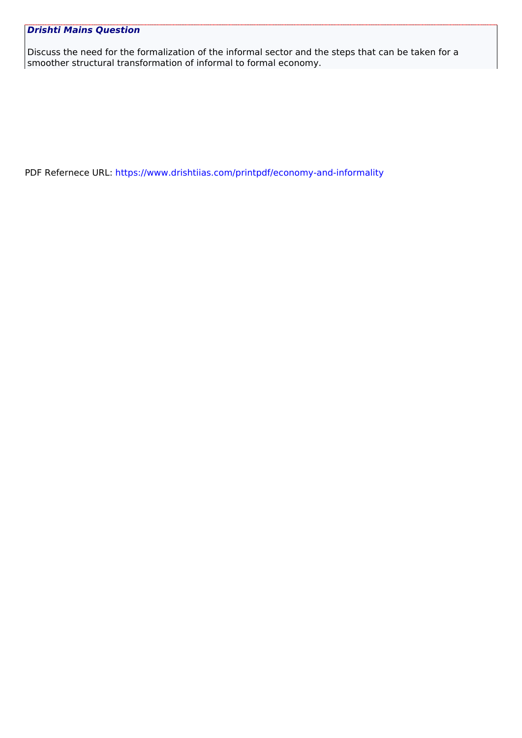***Drishti Mains Question***

Discuss the need for the formalization of the informal sector and the steps that can be taken for a smoother structural transformation of informal to formal economy.

PDF Refernece URL: https://www.drishtiias.com/printpdf/economy-and-informality